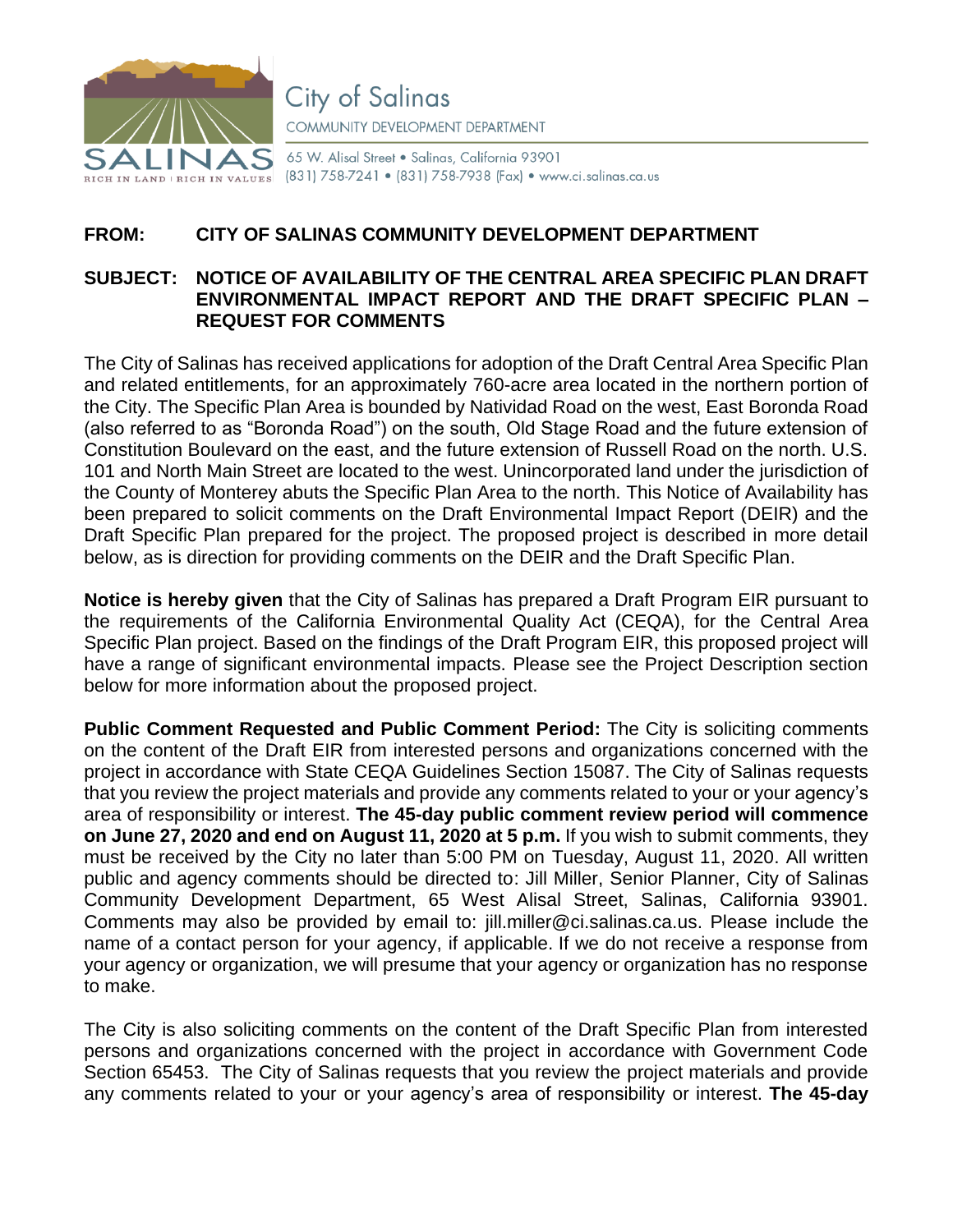City of Salinas

COMMUNITY DEVELOPMENT DEPARTMENT

65 W. Alisal Street • Salinas, California 93901
(831) 758-7241 • (831) 758-7938 (Fax) • www.ci.salinas.ca.us

**FROM:** **CITY OF SALINAS COMMUNITY DEVELOPMENT DEPARTMENT**

**SUBJECT:** **NOTICE OF AVAILABILITY OF THE CENTRAL AREA SPECIFIC PLAN DRAFT ENVIRONMENTAL IMPACT REPORT AND THE DRAFT SPECIFIC PLAN – REQUEST FOR COMMENTS**

The City of Salinas has received applications for adoption of the Draft Central Area Specific Plan and related entitlements, for an approximately 760-acre area located in the northern portion of the City. The Specific Plan Area is bounded by Natividad Road on the west, East Boronda Road (also referred to as "Boronda Road") on the south, Old Stage Road and the future extension of Constitution Boulevard on the east, and the future extension of Russell Road on the north. U.S. 101 and North Main Street are located to the west. Unincorporated land under the jurisdiction of the County of Monterey abuts the Specific Plan Area to the north. This Notice of Availability has been prepared to solicit comments on the Draft Environmental Impact Report (DEIR) and the Draft Specific Plan prepared for the project. The proposed project is described in more detail below, as is direction for providing comments on the DEIR and the Draft Specific Plan.

**Notice is hereby given** that the City of Salinas has prepared a Draft Program EIR pursuant to the requirements of the California Environmental Quality Act (CEQA), for the Central Area Specific Plan project. Based on the findings of the Draft Program EIR, this proposed project will have a range of significant environmental impacts. Please see the Project Description section below for more information about the proposed project.

**Public Comment Requested and Public Comment Period:** The City is soliciting comments on the content of the Draft EIR from interested persons and organizations concerned with the project in accordance with State CEQA Guidelines Section 15087. The City of Salinas requests that you review the project materials and provide any comments related to your or your agency's area of responsibility or interest. **The 45-day public comment review period will commence on June 27, 2020 and end on August 11, 2020 at 5 p.m.** If you wish to submit comments, they must be received by the City no later than 5:00 PM on Tuesday, August 11, 2020. All written public and agency comments should be directed to: Jill Miller, Senior Planner, City of Salinas Community Development Department, 65 West Alisal Street, Salinas, California 93901. Comments may also be provided by email to: jill.miller@ci.salinas.ca.us. Please include the name of a contact person for your agency, if applicable. If we do not receive a response from your agency or organization, we will presume that your agency or organization has no response to make.

The City is also soliciting comments on the content of the Draft Specific Plan from interested persons and organizations concerned with the project in accordance with Government Code Section 65453. The City of Salinas requests that you review the project materials and provide any comments related to your or your agency's area of responsibility or interest. **The 45-day**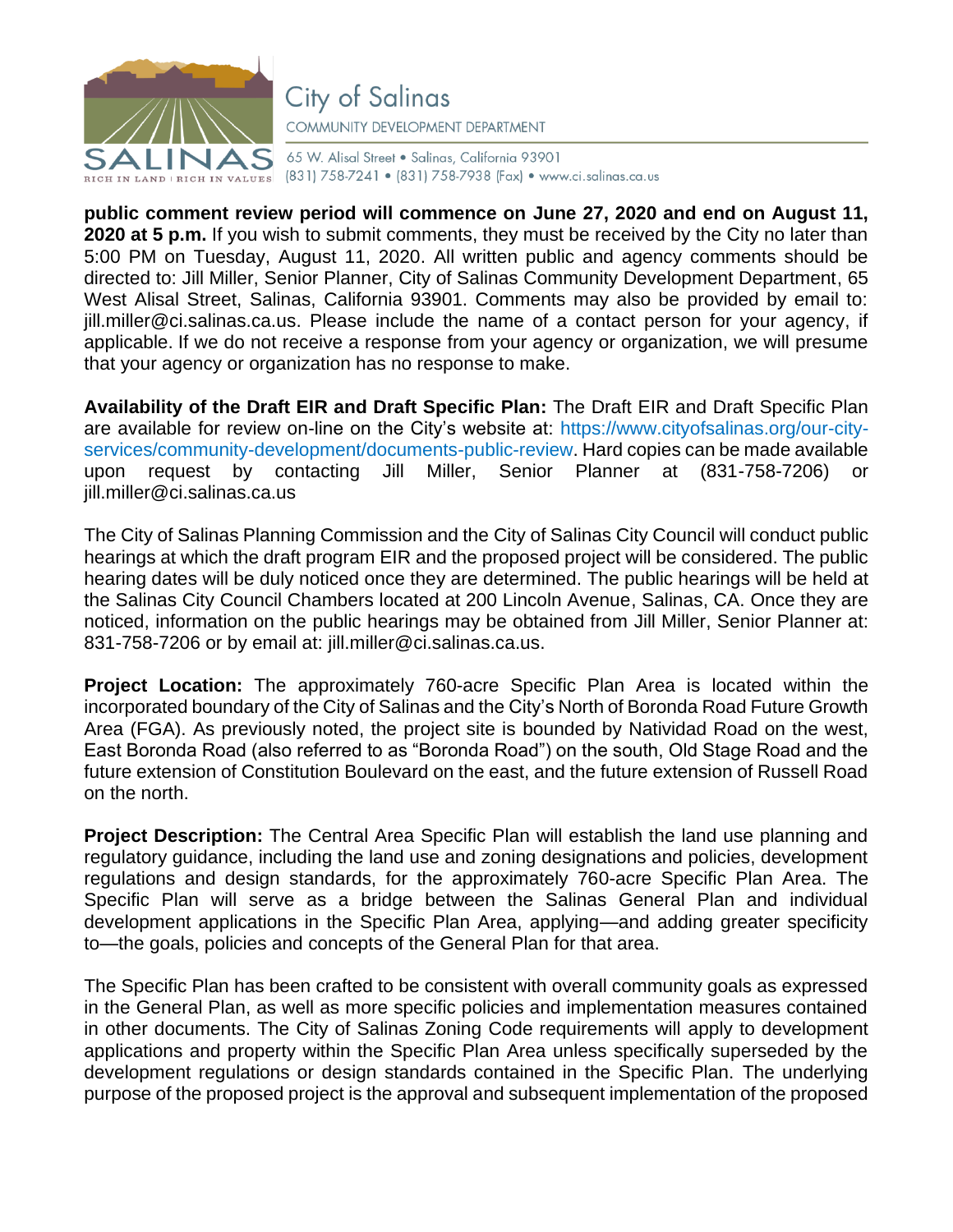**public comment review period will commence on June 27, 2020 and end on August 11, 2020 at 5 p.m.** If you wish to submit comments, they must be received by the City no later than 5:00 PM on Tuesday, August 11, 2020. All written public and agency comments should be directed to: Jill Miller, Senior Planner, City of Salinas Community Development Department, 65 West Alisal Street, Salinas, California 93901. Comments may also be provided by email to: jill.miller@ci.salinas.ca.us. Please include the name of a contact person for your agency, if applicable. If we do not receive a response from your agency or organization, we will presume that your agency or organization has no response to make.

**Availability of the Draft EIR and Draft Specific Plan:** The Draft EIR and Draft Specific Plan are available for review on-line on the City's website at: https://www.cityofsalinas.org/our-city-services/community-development/documents-public-review. Hard copies can be made available upon request by contacting Jill Miller, Senior Planner at (831-758-7206) or jill.miller@ci.salinas.ca.us

The City of Salinas Planning Commission and the City of Salinas City Council will conduct public hearings at which the draft program EIR and the proposed project will be considered. The public hearing dates will be duly noticed once they are determined. The public hearings will be held at the Salinas City Council Chambers located at 200 Lincoln Avenue, Salinas, CA. Once they are noticed, information on the public hearings may be obtained from Jill Miller, Senior Planner at: 831-758-7206 or by email at: jill.miller@ci.salinas.ca.us.

**Project Location:** The approximately 760-acre Specific Plan Area is located within the incorporated boundary of the City of Salinas and the City's North of Boronda Road Future Growth Area (FGA). As previously noted, the project site is bounded by Natividad Road on the west, East Boronda Road (also referred to as "Boronda Road") on the south, Old Stage Road and the future extension of Constitution Boulevard on the east, and the future extension of Russell Road on the north.

**Project Description:** The Central Area Specific Plan will establish the land use planning and regulatory guidance, including the land use and zoning designations and policies, development regulations and design standards, for the approximately 760-acre Specific Plan Area. The Specific Plan will serve as a bridge between the Salinas General Plan and individual development applications in the Specific Plan Area, applying—and adding greater specificity to—the goals, policies and concepts of the General Plan for that area.

The Specific Plan has been crafted to be consistent with overall community goals as expressed in the General Plan, as well as more specific policies and implementation measures contained in other documents. The City of Salinas Zoning Code requirements will apply to development applications and property within the Specific Plan Area unless specifically superseded by the development regulations or design standards contained in the Specific Plan. The underlying purpose of the proposed project is the approval and subsequent implementation of the proposed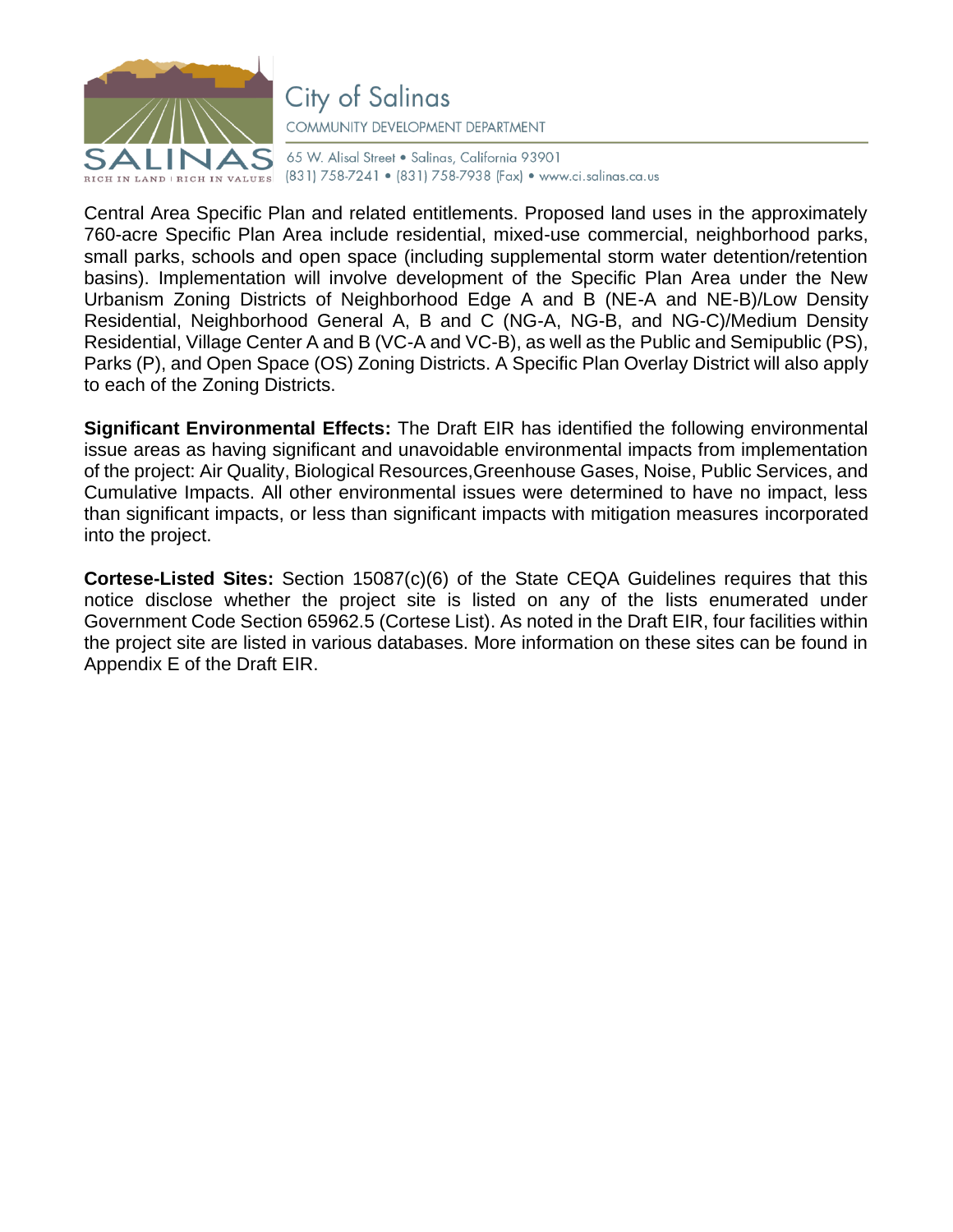Central Area Specific Plan and related entitlements. Proposed land uses in the approximately 760-acre Specific Plan Area include residential, mixed-use commercial, neighborhood parks, small parks, schools and open space (including supplemental storm water detention/retention basins). Implementation will involve development of the Specific Plan Area under the New Urbanism Zoning Districts of Neighborhood Edge A and B (NE-A and NE-B)/Low Density Residential, Neighborhood General A, B and C (NG-A, NG-B, and NG-C)/Medium Density Residential, Village Center A and B (VC-A and VC-B), as well as the Public and Semipublic (PS), Parks (P), and Open Space (OS) Zoning Districts. A Specific Plan Overlay District will also apply to each of the Zoning Districts.

**Significant Environmental Effects:** The Draft EIR has identified the following environmental issue areas as having significant and unavoidable environmental impacts from implementation of the project: Air Quality, Biological Resources,Greenhouse Gases, Noise, Public Services, and Cumulative Impacts. All other environmental issues were determined to have no impact, less than significant impacts, or less than significant impacts with mitigation measures incorporated into the project.

**Cortese-Listed Sites:** Section 15087(c)(6) of the State CEQA Guidelines requires that this notice disclose whether the project site is listed on any of the lists enumerated under Government Code Section 65962.5 (Cortese List). As noted in the Draft EIR, four facilities within the project site are listed in various databases. More information on these sites can be found in Appendix E of the Draft EIR.